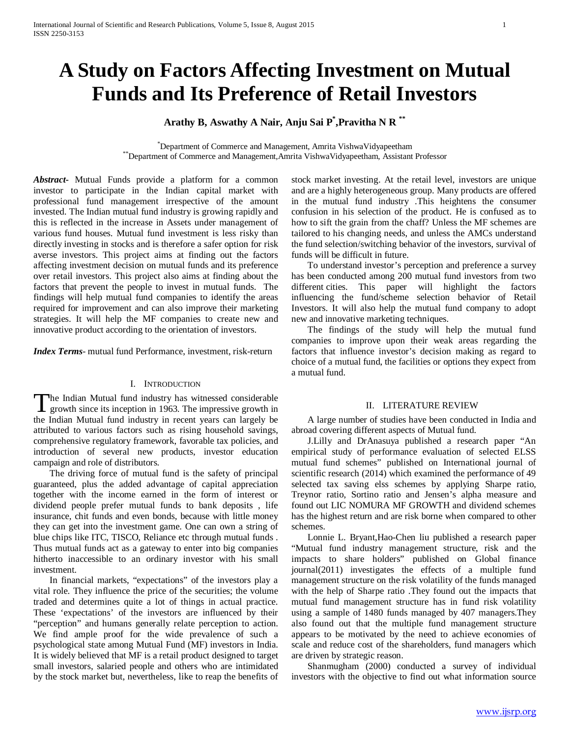# A Study on Factors Affecting Investment on Mutual Funds and Its Preference of Retail Investors

**Arathy B, Aswathy A Nair, Anju Sai P[*], Pravitha N R [**]**

[*] Department of Commerce and Management, Amrita VishwaVidyapeetham
[**] Department of Commerce and Management, Amrita VishwaVidyapeetham, Assistant Professor

***Abstract***- Mutual Funds provide a platform for a common investor to participate in the Indian capital market with professional fund management irrespective of the amount invested. The Indian mutual fund industry is growing rapidly and this is reflected in the increase in Assets under management of various fund houses. Mutual fund investment is less risky than directly investing in stocks and is therefore a safer option for risk averse investors. This project aims at finding out the factors affecting investment decision on mutual funds and its preference over retail investors. This project also aims at finding about the factors that prevent the people to invest in mutual funds. The findings will help mutual fund companies to identify the areas required for improvement and can also improve their marketing strategies. It will help the MF companies to create new and innovative product according to the orientation of investors.

***Index Terms***- mutual fund Performance, investment, risk-return

## I. Introduction

The Indian Mutual fund industry has witnessed considerable growth since its inception in 1963. The impressive growth in the Indian Mutual fund industry in recent years can largely be attributed to various factors such as rising household savings, comprehensive regulatory framework, favorable tax policies, and introduction of several new products, investor education campaign and role of distributors.

The driving force of mutual fund is the safety of principal guaranteed, plus the added advantage of capital appreciation together with the income earned in the form of interest or dividend people prefer mutual funds to bank deposits , life insurance, chit funds and even bonds, because with little money they can get into the investment game. One can own a string of blue chips like ITC, TISCO, Reliance etc through mutual funds . Thus mutual funds act as a gateway to enter into big companies hitherto inaccessible to an ordinary investor with his small investment.

In financial markets, "expectations" of the investors play a vital role. They influence the price of the securities; the volume traded and determines quite a lot of things in actual practice. These 'expectations' of the investors are influenced by their "perception" and humans generally relate perception to action. We find ample proof for the wide prevalence of such a psychological state among Mutual Fund (MF) investors in India. It is widely believed that MF is a retail product designed to target small investors, salaried people and others who are intimidated by the stock market but, nevertheless, like to reap the benefits of stock market investing. At the retail level, investors are unique and are a highly heterogeneous group. Many products are offered in the mutual fund industry .This heightens the consumer confusion in his selection of the product. He is confused as to how to sift the grain from the chaff? Unless the MF schemes are tailored to his changing needs, and unless the AMCs understand the fund selection/switching behavior of the investors, survival of funds will be difficult in future.

To understand investor's perception and preference a survey has been conducted among 200 mutual fund investors from two different cities. This paper will highlight the factors influencing the fund/scheme selection behavior of Retail Investors. It will also help the mutual fund company to adopt new and innovative marketing techniques.

The findings of the study will help the mutual fund companies to improve upon their weak areas regarding the factors that influence investor's decision making as regard to choice of a mutual fund, the facilities or options they expect from a mutual fund.

## II. Literature Review

A large number of studies have been conducted in India and abroad covering different aspects of Mutual fund.

J.Lilly and DrAnasuya published a research paper "An empirical study of performance evaluation of selected ELSS mutual fund schemes" published on International journal of scientific research (2014) which examined the performance of 49 selected tax saving elss schemes by applying Sharpe ratio, Treynor ratio, Sortino ratio and Jensen's alpha measure and found out LIC NOMURA MF GROWTH and dividend schemes has the highest return and are risk borne when compared to other schemes.

Lonnie L. Bryant,Hao-Chen liu published a research paper "Mutual fund industry management structure, risk and the impacts to share holders" published on Global finance journal(2011) investigates the effects of a multiple fund management structure on the risk volatility of the funds managed with the help of Sharpe ratio .They found out the impacts that mutual fund management structure has in fund risk volatility using a sample of 1480 funds managed by 407 managers.They also found out that the multiple fund management structure appears to be motivated by the need to achieve economies of scale and reduce cost of the shareholders, fund managers which are driven by strategic reason.

Shanmugham (2000) conducted a survey of individual investors with the objective to find out what information source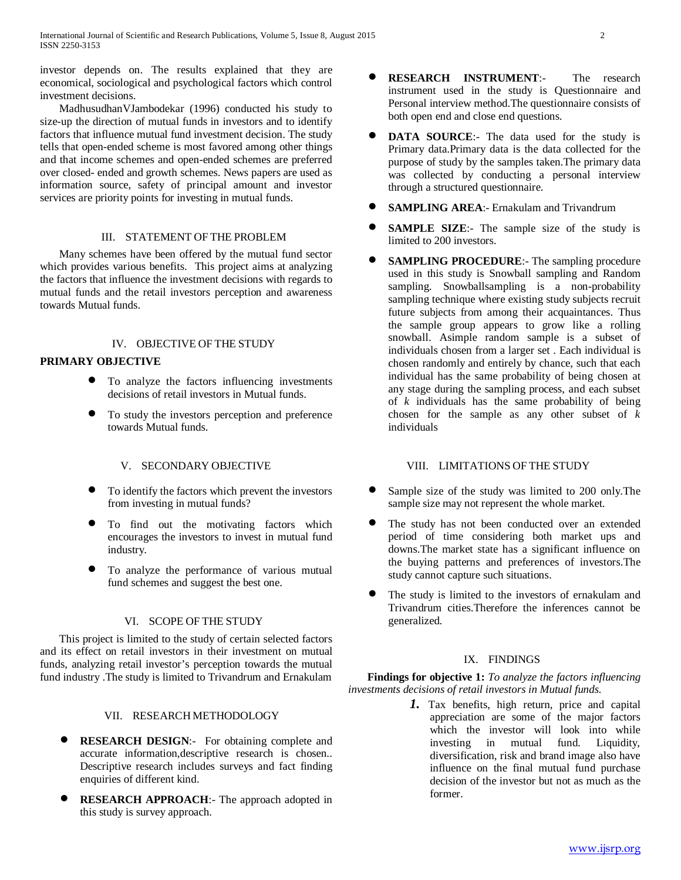investor depends on. The results explained that they are economical, sociological and psychological factors which control investment decisions.

MadhusudhanVJambodekar (1996) conducted his study to size-up the direction of mutual funds in investors and to identify factors that influence mutual fund investment decision. The study tells that open-ended scheme is most favored among other things and that income schemes and open-ended schemes are preferred over closed- ended and growth schemes. News papers are used as information source, safety of principal amount and investor services are priority points for investing in mutual funds.

## III. STATEMENT OF THE PROBLEM

Many schemes have been offered by the mutual fund sector which provides various benefits. This project aims at analyzing the factors that influence the investment decisions with regards to mutual funds and the retail investors perception and awareness towards Mutual funds.

## IV. OBJECTIVE OF THE STUDY

**PRIMARY OBJECTIVE**

- To analyze the factors influencing investments decisions of retail investors in Mutual funds.
- To study the investors perception and preference towards Mutual funds.

## V. SECONDARY OBJECTIVE

- To identify the factors which prevent the investors from investing in mutual funds?
- To find out the motivating factors which encourages the investors to invest in mutual fund industry.
- To analyze the performance of various mutual fund schemes and suggest the best one.

## VI. SCOPE OF THE STUDY

This project is limited to the study of certain selected factors and its effect on retail investors in their investment on mutual funds, analyzing retail investor's perception towards the mutual fund industry .The study is limited to Trivandrum and Ernakulam

## VII. RESEARCH METHODOLOGY

- **RESEARCH DESIGN**:- For obtaining complete and accurate information,descriptive research is chosen.. Descriptive research includes surveys and fact finding enquiries of different kind.
- **RESEARCH APPROACH**:- The approach adopted in this study is survey approach.
- **RESEARCH INSTRUMENT**:- The research instrument used in the study is Questionnaire and Personal interview method.The questionnaire consists of both open end and close end questions.
- **DATA SOURCE**:- The data used for the study is Primary data.Primary data is the data collected for the purpose of study by the samples taken.The primary data was collected by conducting a personal interview through a structured questionnaire.
- **SAMPLING AREA**:- Ernakulam and Trivandrum
- **SAMPLE SIZE**:- The sample size of the study is limited to 200 investors.
- **SAMPLING PROCEDURE**:- The sampling procedure used in this study is Snowball sampling and Random sampling. Snowballsampling is a non-probability sampling technique where existing study subjects recruit future subjects from among their acquaintances. Thus the sample group appears to grow like a rolling snowball. Asimple random sample is a subset of individuals chosen from a larger set . Each individual is chosen randomly and entirely by chance, such that each individual has the same probability of being chosen at any stage during the sampling process, and each subset of $k$ individuals has the same probability of being chosen for the sample as any other subset of $k$ individuals

## VIII. LIMITATIONS OF THE STUDY

- Sample size of the study was limited to 200 only.The sample size may not represent the whole market.
- The study has not been conducted over an extended period of time considering both market ups and downs.The market state has a significant influence on the buying patterns and preferences of investors.The study cannot capture such situations.
- The study is limited to the investors of ernakulam and Trivandrum cities.Therefore the inferences cannot be generalized.

## IX. FINDINGS

**Findings for objective 1:** *To analyze the factors influencing investments decisions of retail investors in Mutual funds.*

1. Tax benefits, high return, price and capital appreciation are some of the major factors which the investor will look into while investing in mutual fund. Liquidity, diversification, risk and brand image also have influence on the final mutual fund purchase decision of the investor but not as much as the former.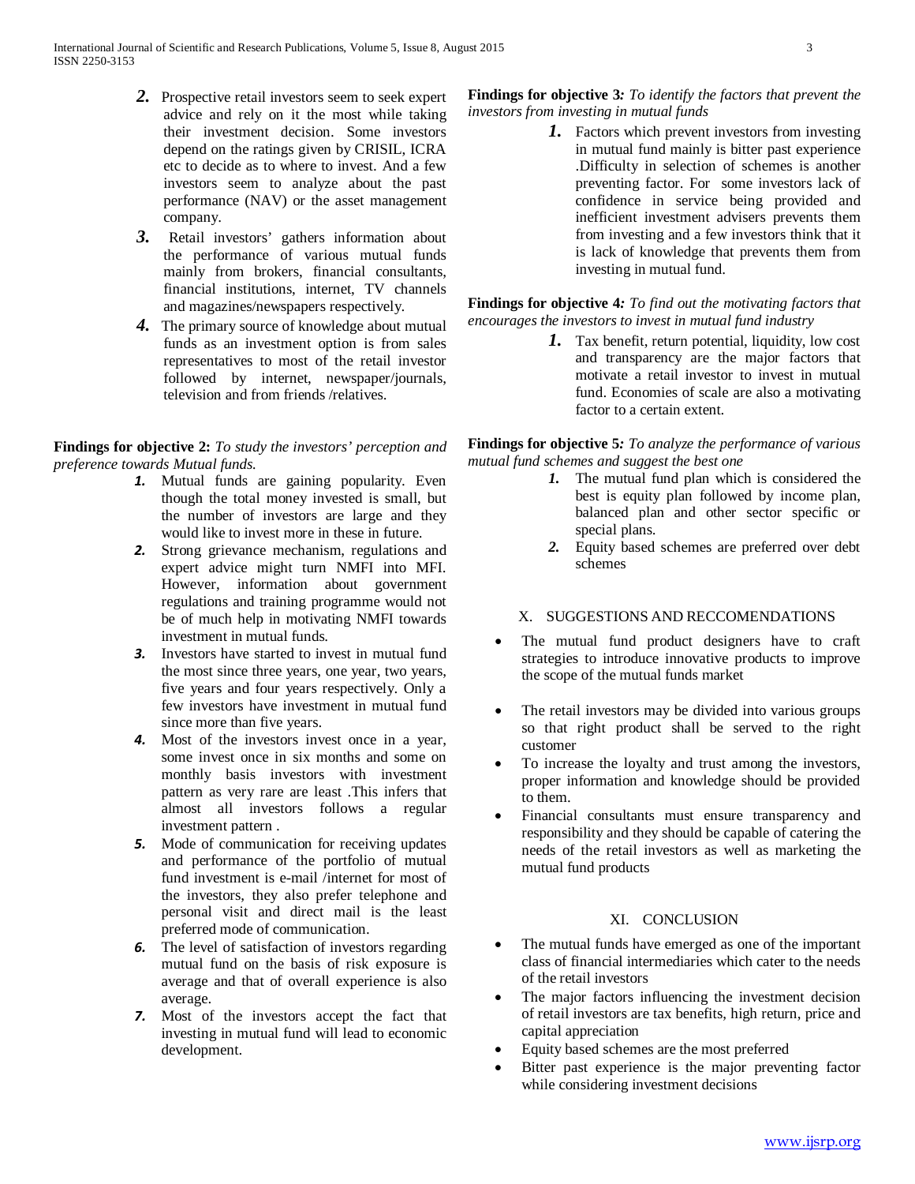2. Prospective retail investors seem to seek expert advice and rely on it the most while taking their investment decision. Some investors depend on the ratings given by CRISIL, ICRA etc to decide as to where to invest. And a few investors seem to analyze about the past performance (NAV) or the asset management company.
3. Retail investors' gathers information about the performance of various mutual funds mainly from brokers, financial consultants, financial institutions, internet, TV channels and magazines/newspapers respectively.
4. The primary source of knowledge about mutual funds as an investment option is from sales representatives to most of the retail investor followed by internet, newspaper/journals, television and from friends /relatives.

**Findings for objective 2:** *To study the investors' perception and preference towards Mutual funds.*

1. Mutual funds are gaining popularity. Even though the total money invested is small, but the number of investors are large and they would like to invest more in these in future.
2. Strong grievance mechanism, regulations and expert advice might turn NMFI into MFI. However, information about government regulations and training programme would not be of much help in motivating NMFI towards investment in mutual funds.
3. Investors have started to invest in mutual fund the most since three years, one year, two years, five years and four years respectively. Only a few investors have investment in mutual fund since more than five years.
4. Most of the investors invest once in a year, some invest once in six months and some on monthly basis investors with investment pattern as very rare are least .This infers that almost all investors follows a regular investment pattern .
5. Mode of communication for receiving updates and performance of the portfolio of mutual fund investment is e-mail /internet for most of the investors, they also prefer telephone and personal visit and direct mail is the least preferred mode of communication.
6. The level of satisfaction of investors regarding mutual fund on the basis of risk exposure is average and that of overall experience is also average.
7. Most of the investors accept the fact that investing in mutual fund will lead to economic development.

**Findings for objective 3***: To identify the factors that prevent the investors from investing in mutual funds*

1. Factors which prevent investors from investing in mutual fund mainly is bitter past experience .Difficulty in selection of schemes is another preventing factor. For some investors lack of confidence in service being provided and inefficient investment advisers prevents them from investing and a few investors think that it is lack of knowledge that prevents them from investing in mutual fund.

**Findings for objective 4***: To find out the motivating factors that encourages the investors to invest in mutual fund industry*

1. Tax benefit, return potential, liquidity, low cost and transparency are the major factors that motivate a retail investor to invest in mutual fund. Economies of scale are also a motivating factor to a certain extent.

**Findings for objective 5***: To analyze the performance of various mutual fund schemes and suggest the best one*

1. The mutual fund plan which is considered the best is equity plan followed by income plan, balanced plan and other sector specific or special plans.
2. Equity based schemes are preferred over debt schemes

## X. SUGGESTIONS AND RECCOMENDATIONS

- The mutual fund product designers have to craft strategies to introduce innovative products to improve the scope of the mutual funds market
- The retail investors may be divided into various groups so that right product shall be served to the right customer
- To increase the loyalty and trust among the investors, proper information and knowledge should be provided to them.
- Financial consultants must ensure transparency and responsibility and they should be capable of catering the needs of the retail investors as well as marketing the mutual fund products

## XI. CONCLUSION

- The mutual funds have emerged as one of the important class of financial intermediaries which cater to the needs of the retail investors
- The major factors influencing the investment decision of retail investors are tax benefits, high return, price and capital appreciation
- Equity based schemes are the most preferred
- Bitter past experience is the major preventing factor while considering investment decisions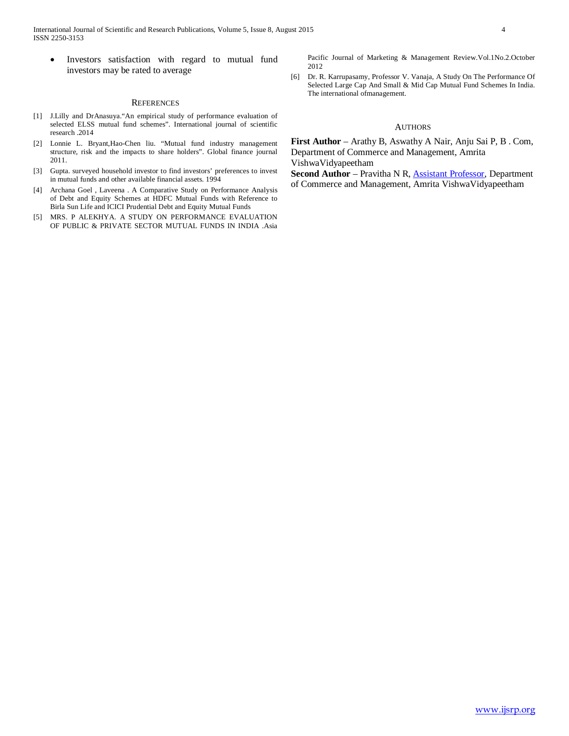- Investors satisfaction with regard to mutual fund investors may be rated to average

## REFERENCES

[1] J.Lilly and DrAnasuya.“An empirical study of performance evaluation of selected ELSS mutual fund schemes”. International journal of scientific research .2014

[2] Lonnie L. Bryant,Hao-Chen liu. “Mutual fund industry management structure, risk and the impacts to share holders”. Global finance journal 2011.

[3] Gupta. surveyed household investor to find investors’ preferences to invest in mutual funds and other available financial assets. 1994

[4] Archana Goel , Laveena . A Comparative Study on Performance Analysis of Debt and Equity Schemes at HDFC Mutual Funds with Reference to Birla Sun Life and ICICI Prudential Debt and Equity Mutual Funds

[5] MRS. P ALEKHYA. A STUDY ON PERFORMANCE EVALUATION OF PUBLIC & PRIVATE SECTOR MUTUAL FUNDS IN INDIA .Asia Pacific Journal of Marketing & Management Review.Vol.1No.2.October 2012

[6] Dr. R. Karrupasamy, Professor V. Vanaja, A Study On The Performance Of Selected Large Cap And Small & Mid Cap Mutual Fund Schemes In India. The international ofmanagement.

## AUTHORS

**First Author** – Arathy B, Aswathy A Nair, Anju Sai P, B . Com, Department of Commerce and Management, Amrita VishwaVidyapeetham

**Second Author** – Pravitha N R, Assistant Professor, Department of Commerce and Management, Amrita VishwaVidyapeetham